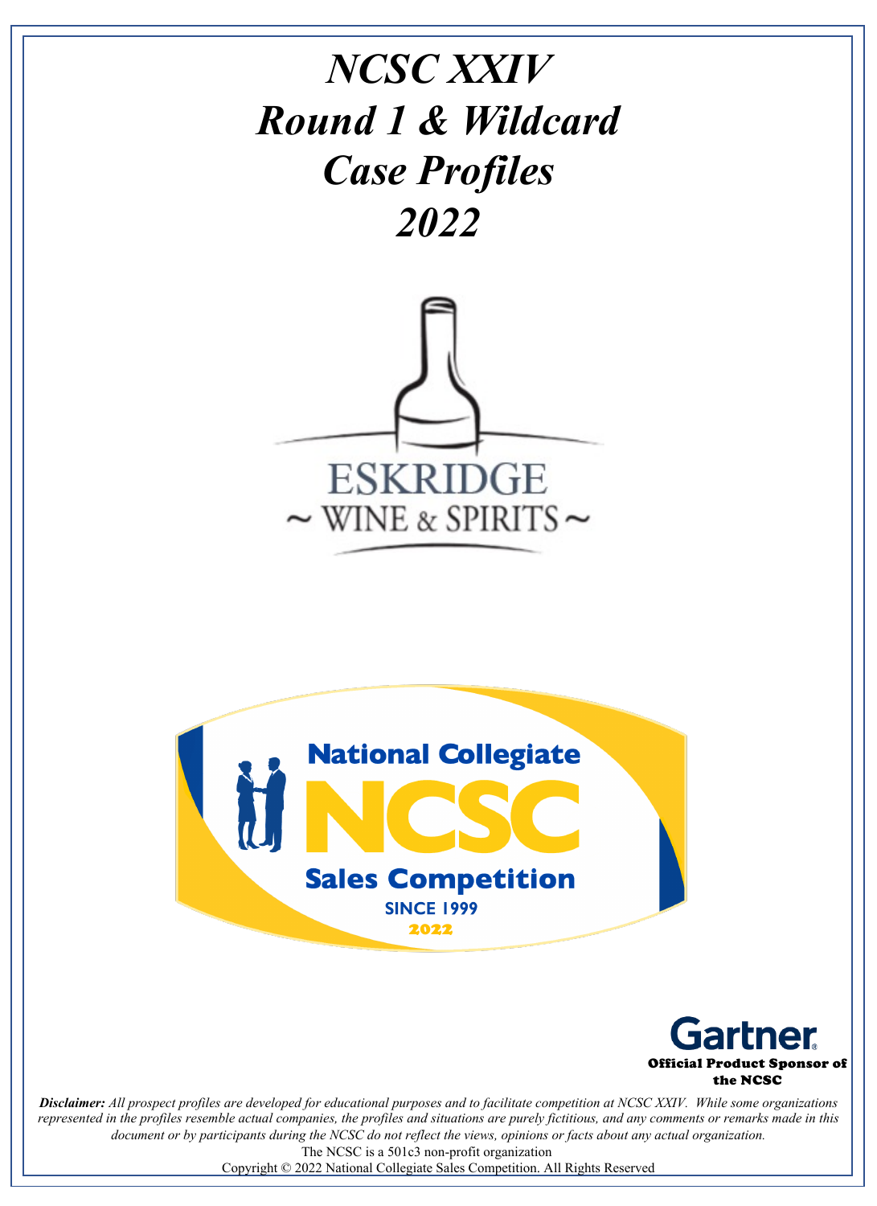# *NCSC XXIV*
# *Round 1 & Wildcard*
# *Case Profiles*
# *2022*

ESKRIDGE
~ WINE & SPIRITS ~

National Collegiate
NCSC
Sales Competition
SINCE 1999
2022

Gartner
**Official Product Sponsor of the NCSC**

***Disclaimer:*** *All prospect profiles are developed for educational purposes and to facilitate competition at NCSC XXIV. While some organizations represented in the profiles resemble actual companies, the profiles and situations are purely fictitious, and any comments or remarks made in this document or by participants during the NCSC do not reflect the views, opinions or facts about any actual organization.*

The NCSC is a 501c3 non-profit organization

Copyright © 2022 National Collegiate Sales Competition. All Rights Reserved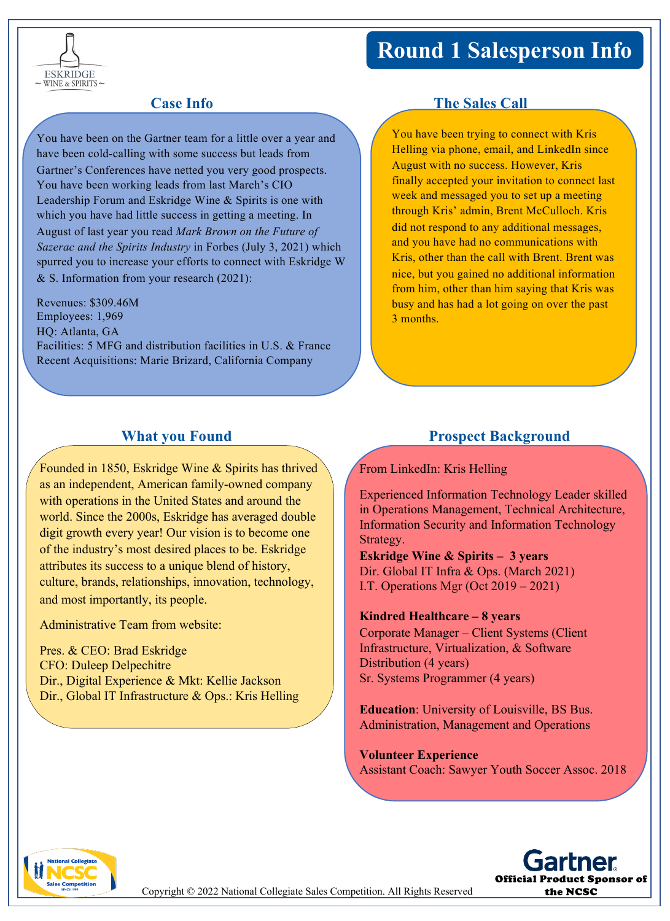# Round 1 Salesperson Info

ESKRIDGE ~ WINE & SPIRITS ~

## Case Info

You have been on the Gartner team for a little over a year and have been cold-calling with some success but leads from Gartner's Conferences have netted you very good prospects. You have been working leads from last March's CIO Leadership Forum and Eskridge Wine & Spirits is one with which you have had little success in getting a meeting. In August of last year you read *Mark Brown on the Future of Sazerac and the Spirits Industry* in Forbes (July 3, 2021) which spurred you to increase your efforts to connect with Eskridge W & S. Information from your research (2021):

Revenues: $309.46M
Employees: 1,969
HQ: Atlanta, GA
Facilities: 5 MFG and distribution facilities in U.S. & France
Recent Acquisitions: Marie Brizard, California Company

## The Sales Call

You have been trying to connect with Kris Helling via phone, email, and LinkedIn since August with no success. However, Kris finally accepted your invitation to connect last week and messaged you to set up a meeting through Kris' admin, Brent McCulloch. Kris did not respond to any additional messages, and you have had no communications with Kris, other than the call with Brent. Brent was nice, but you gained no additional information from him, other than him saying that Kris was busy and has had a lot going on over the past 3 months.

## What you Found

Founded in 1850, Eskridge Wine & Spirits has thrived as an independent, American family-owned company with operations in the United States and around the world. Since the 2000s, Eskridge has averaged double digit growth every year! Our vision is to become one of the industry's most desired places to be. Eskridge attributes its success to a unique blend of history, culture, brands, relationships, innovation, technology, and most importantly, its people.

Administrative Team from website:

Pres. & CEO: Brad Eskridge
CFO: Duleep Delpechitre
Dir., Digital Experience & Mkt: Kellie Jackson
Dir., Global IT Infrastructure & Ops.: Kris Helling

## Prospect Background

From LinkedIn: Kris Helling

Experienced Information Technology Leader skilled in Operations Management, Technical Architecture, Information Security and Information Technology Strategy.

**Eskridge Wine & Spirits – 3 years**
Dir. Global IT Infra & Ops. (March 2021)
I.T. Operations Mgr (Oct 2019 – 2021)

**Kindred Healthcare – 8 years**
Corporate Manager – Client Systems (Client Infrastructure, Virtualization, & Software Distribution (4 years)
Sr. Systems Programmer (4 years)

**Education**: University of Louisville, BS Bus. Administration, Management and Operations

**Volunteer Experience**
Assistant Coach: Sawyer Youth Soccer Assoc. 2018

Copyright © 2022 National Collegiate Sales Competition. All Rights Reserved

Gartner — Official Product Sponsor of the NCSC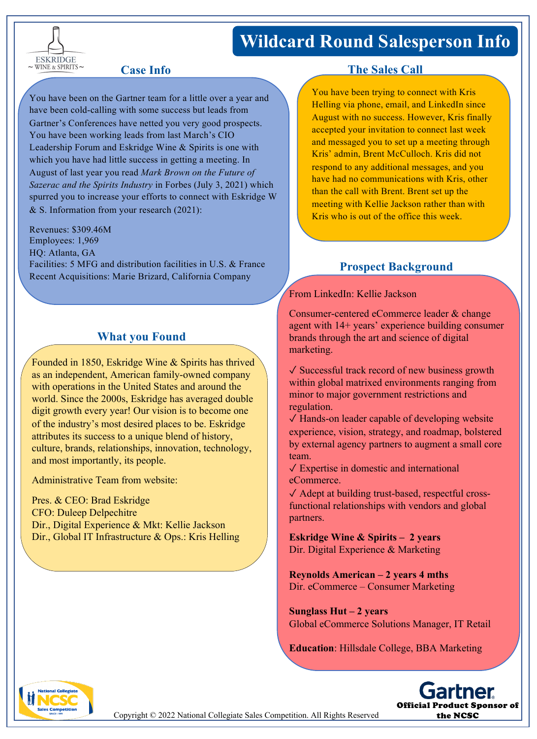# Wildcard Round Salesperson Info

## Case Info

You have been on the Gartner team for a little over a year and have been cold-calling with some success but leads from Gartner's Conferences have netted you very good prospects. You have been working leads from last March's CIO Leadership Forum and Eskridge Wine & Spirits is one with which you have had little success in getting a meeting. In August of last year you read *Mark Brown on the Future of Sazerac and the Spirits Industry* in Forbes (July 3, 2021) which spurred you to increase your efforts to connect with Eskridge W & S. Information from your research (2021):

Revenues: $309.46M
Employees: 1,969
HQ: Atlanta, GA
Facilities: 5 MFG and distribution facilities in U.S. & France
Recent Acquisitions: Marie Brizard, California Company

## What you Found

Founded in 1850, Eskridge Wine & Spirits has thrived as an independent, American family-owned company with operations in the United States and around the world. Since the 2000s, Eskridge has averaged double digit growth every year! Our vision is to become one of the industry's most desired places to be. Eskridge attributes its success to a unique blend of history, culture, brands, relationships, innovation, technology, and most importantly, its people.

Administrative Team from website:

Pres. & CEO: Brad Eskridge
CFO: Duleep Delpechitre
Dir., Digital Experience & Mkt: Kellie Jackson
Dir., Global IT Infrastructure & Ops.: Kris Helling

## The Sales Call

You have been trying to connect with Kris Helling via phone, email, and LinkedIn since August with no success. However, Kris finally accepted your invitation to connect last week and messaged you to set up a meeting through Kris' admin, Brent McCulloch. Kris did not respond to any additional messages, and you have had no communications with Kris, other than the call with Brent. Brent set up the meeting with Kellie Jackson rather than with Kris who is out of the office this week.

## Prospect Background

From LinkedIn: Kellie Jackson

Consumer-centered eCommerce leader & change agent with 14+ years' experience building consumer brands through the art and science of digital marketing.

✓ Successful track record of new business growth within global matrixed environments ranging from minor to major government restrictions and regulation.
✓ Hands-on leader capable of developing website experience, vision, strategy, and roadmap, bolstered by external agency partners to augment a small core team.
✓ Expertise in domestic and international eCommerce.
✓ Adept at building trust-based, respectful cross-functional relationships with vendors and global partners.

**Eskridge Wine & Spirits – 2 years**
Dir. Digital Experience & Marketing

**Reynolds American – 2 years 4 mths**
Dir. eCommerce – Consumer Marketing

**Sunglass Hut – 2 years**
Global eCommerce Solutions Manager, IT Retail

**Education**: Hillsdale College, BBA Marketing

Copyright © 2022 National Collegiate Sales Competition. All Rights Reserved

Official Product Sponsor of the NCSC